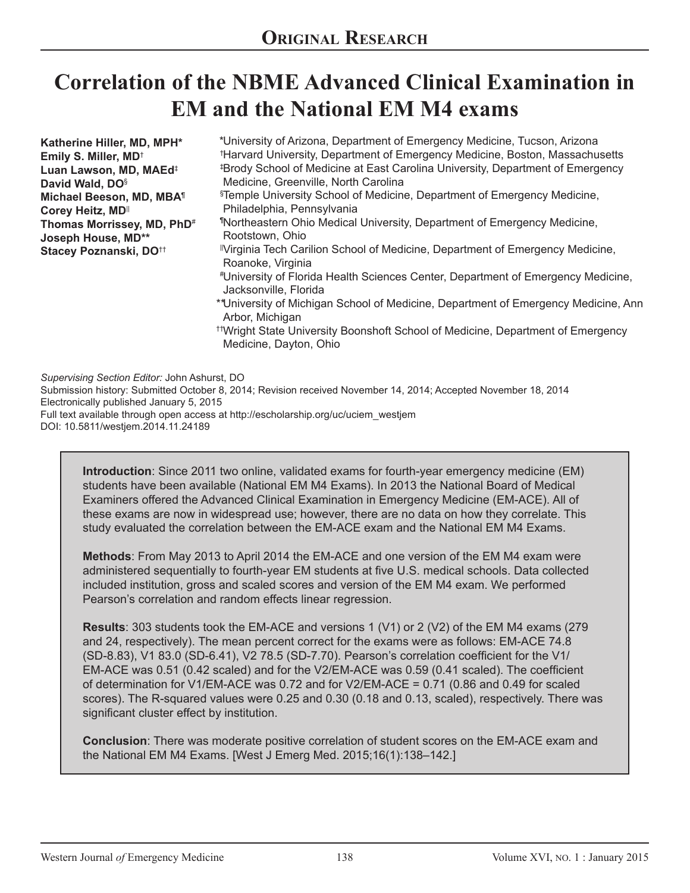## Original Research

# Correlation of the NBME Advanced Clinical Examination in EM and the National EM M4 exams

**Katherine Hiller, MD, MPH***
**Emily S. Miller, MD**[†]
**Luan Lawson, MD, MAEd**[‡]
**David Wald, DO**[§]
**Michael Beeson, MD, MBA**[¶]
**Corey Heitz, MD**[||]
**Thomas Morrissey, MD, PhD**[#]
**Joseph House, MD****
**Stacey Poznanski, DO**[††]

*University of Arizona, Department of Emergency Medicine, Tucson, Arizona
[†]Harvard University, Department of Emergency Medicine, Boston, Massachusetts
[‡]Brody School of Medicine at East Carolina University, Department of Emergency Medicine, Greenville, North Carolina
[§]Temple University School of Medicine, Department of Emergency Medicine, Philadelphia, Pennsylvania
[¶]Northeastern Ohio Medical University, Department of Emergency Medicine, Rootstown, Ohio
[||]Virginia Tech Carilion School of Medicine, Department of Emergency Medicine, Roanoke, Virginia
[#]University of Florida Health Sciences Center, Department of Emergency Medicine, Jacksonville, Florida
**University of Michigan School of Medicine, Department of Emergency Medicine, Ann Arbor, Michigan
[††]Wright State University Boonshoft School of Medicine, Department of Emergency Medicine, Dayton, Ohio

*Supervising Section Editor:* John Ashurst, DO
Submission history: Submitted October 8, 2014; Revision received November 14, 2014; Accepted November 18, 2014
Electronically published January 5, 2015
Full text available through open access at http://escholarship.org/uc/uciem_westjem
DOI: 10.5811/westjem.2014.11.24189

**Introduction**: Since 2011 two online, validated exams for fourth-year emergency medicine (EM) students have been available (National EM M4 Exams). In 2013 the National Board of Medical Examiners offered the Advanced Clinical Examination in Emergency Medicine (EM-ACE). All of these exams are now in widespread use; however, there are no data on how they correlate. This study evaluated the correlation between the EM-ACE exam and the National EM M4 Exams.

**Methods**: From May 2013 to April 2014 the EM-ACE and one version of the EM M4 exam were administered sequentially to fourth-year EM students at five U.S. medical schools. Data collected included institution, gross and scaled scores and version of the EM M4 exam. We performed Pearson's correlation and random effects linear regression.

**Results**: 303 students took the EM-ACE and versions 1 (V1) or 2 (V2) of the EM M4 exams (279 and 24, respectively). The mean percent correct for the exams were as follows: EM-ACE 74.8 (SD-8.83), V1 83.0 (SD-6.41), V2 78.5 (SD-7.70). Pearson's correlation coefficient for the V1/EM-ACE was 0.51 (0.42 scaled) and for the V2/EM-ACE was 0.59 (0.41 scaled). The coefficient of determination for V1/EM-ACE was 0.72 and for V2/EM-ACE = 0.71 (0.86 and 0.49 for scaled scores). The R-squared values were 0.25 and 0.30 (0.18 and 0.13, scaled), respectively. There was significant cluster effect by institution.

**Conclusion**: There was moderate positive correlation of student scores on the EM-ACE exam and the National EM M4 Exams. [West J Emerg Med. 2015;16(1):138–142.]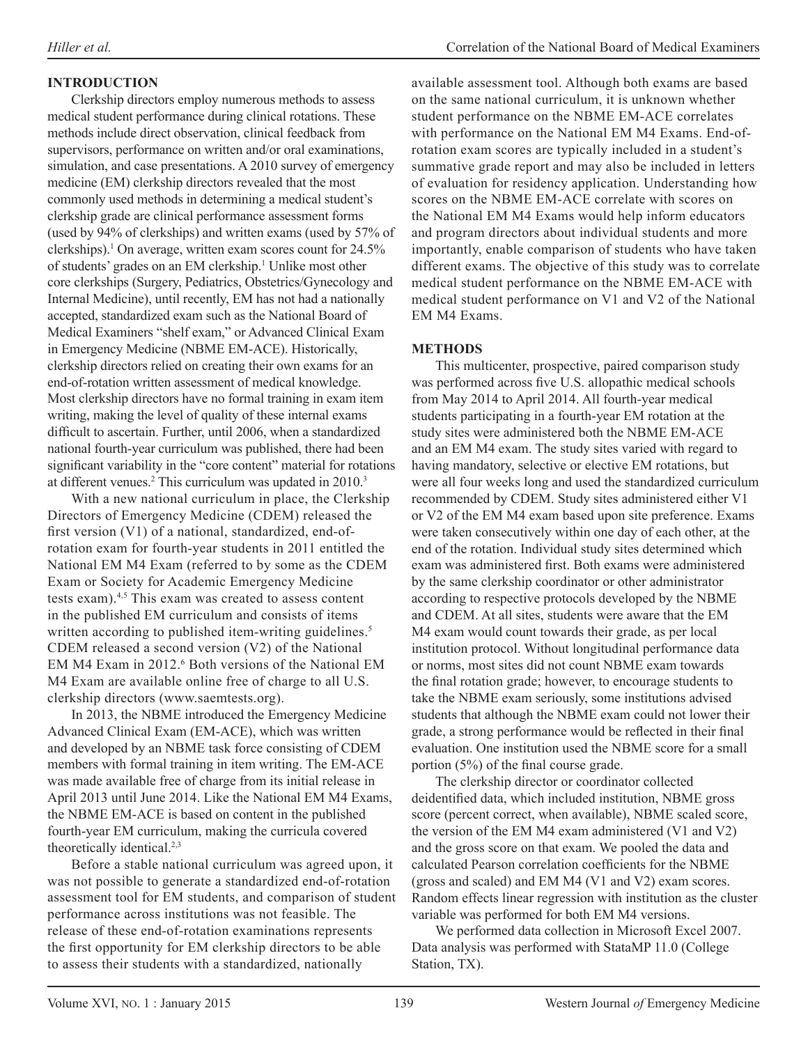## INTRODUCTION

Clerkship directors employ numerous methods to assess medical student performance during clinical rotations. These methods include direct observation, clinical feedback from supervisors, performance on written and/or oral examinations, simulation, and case presentations. A 2010 survey of emergency medicine (EM) clerkship directors revealed that the most commonly used methods in determining a medical student's clerkship grade are clinical performance assessment forms (used by 94% of clerkships) and written exams (used by 57% of clerkships).[1] On average, written exam scores count for 24.5% of students' grades on an EM clerkship.[1] Unlike most other core clerkships (Surgery, Pediatrics, Obstetrics/Gynecology and Internal Medicine), until recently, EM has not had a nationally accepted, standardized exam such as the National Board of Medical Examiners "shelf exam," or Advanced Clinical Exam in Emergency Medicine (NBME EM-ACE). Historically, clerkship directors relied on creating their own exams for an end-of-rotation written assessment of medical knowledge. Most clerkship directors have no formal training in exam item writing, making the level of quality of these internal exams difficult to ascertain. Further, until 2006, when a standardized national fourth-year curriculum was published, there had been significant variability in the "core content" material for rotations at different venues.[2] This curriculum was updated in 2010.[3]

With a new national curriculum in place, the Clerkship Directors of Emergency Medicine (CDEM) released the first version (V1) of a national, standardized, end-of-rotation exam for fourth-year students in 2011 entitled the National EM M4 Exam (referred to by some as the CDEM Exam or Society for Academic Emergency Medicine tests exam).[4,5] This exam was created to assess content in the published EM curriculum and consists of items written according to published item-writing guidelines.[5] CDEM released a second version (V2) of the National EM M4 Exam in 2012.[6] Both versions of the National EM M4 Exam are available online free of charge to all U.S. clerkship directors (www.saemtests.org).

In 2013, the NBME introduced the Emergency Medicine Advanced Clinical Exam (EM-ACE), which was written and developed by an NBME task force consisting of CDEM members with formal training in item writing. The EM-ACE was made available free of charge from its initial release in April 2013 until June 2014. Like the National EM M4 Exams, the NBME EM-ACE is based on content in the published fourth-year EM curriculum, making the curricula covered theoretically identical.[2,3]

Before a stable national curriculum was agreed upon, it was not possible to generate a standardized end-of-rotation assessment tool for EM students, and comparison of student performance across institutions was not feasible. The release of these end-of-rotation examinations represents the first opportunity for EM clerkship directors to be able to assess their students with a standardized, nationally available assessment tool. Although both exams are based on the same national curriculum, it is unknown whether student performance on the NBME EM-ACE correlates with performance on the National EM M4 Exams. End-of-rotation exam scores are typically included in a student's summative grade report and may also be included in letters of evaluation for residency application. Understanding how scores on the NBME EM-ACE correlate with scores on the National EM M4 Exams would help inform educators and program directors about individual students and more importantly, enable comparison of students who have taken different exams. The objective of this study was to correlate medical student performance on the NBME EM-ACE with medical student performance on V1 and V2 of the National EM M4 Exams.

## METHODS

This multicenter, prospective, paired comparison study was performed across five U.S. allopathic medical schools from May 2014 to April 2014. All fourth-year medical students participating in a fourth-year EM rotation at the study sites were administered both the NBME EM-ACE and an EM M4 exam. The study sites varied with regard to having mandatory, selective or elective EM rotations, but were all four weeks long and used the standardized curriculum recommended by CDEM. Study sites administered either V1 or V2 of the EM M4 exam based upon site preference. Exams were taken consecutively within one day of each other, at the end of the rotation. Individual study sites determined which exam was administered first. Both exams were administered by the same clerkship coordinator or other administrator according to respective protocols developed by the NBME and CDEM. At all sites, students were aware that the EM M4 exam would count towards their grade, as per local institution protocol. Without longitudinal performance data or norms, most sites did not count NBME exam towards the final rotation grade; however, to encourage students to take the NBME exam seriously, some institutions advised students that although the NBME exam could not lower their grade, a strong performance would be reflected in their final evaluation. One institution used the NBME score for a small portion (5%) of the final course grade.

The clerkship director or coordinator collected deidentified data, which included institution, NBME gross score (percent correct, when available), NBME scaled score, the version of the EM M4 exam administered (V1 and V2) and the gross score on that exam. We pooled the data and calculated Pearson correlation coefficients for the NBME (gross and scaled) and EM M4 (V1 and V2) exam scores. Random effects linear regression with institution as the cluster variable was performed for both EM M4 versions.

We performed data collection in Microsoft Excel 2007. Data analysis was performed with StataMP 11.0 (College Station, TX).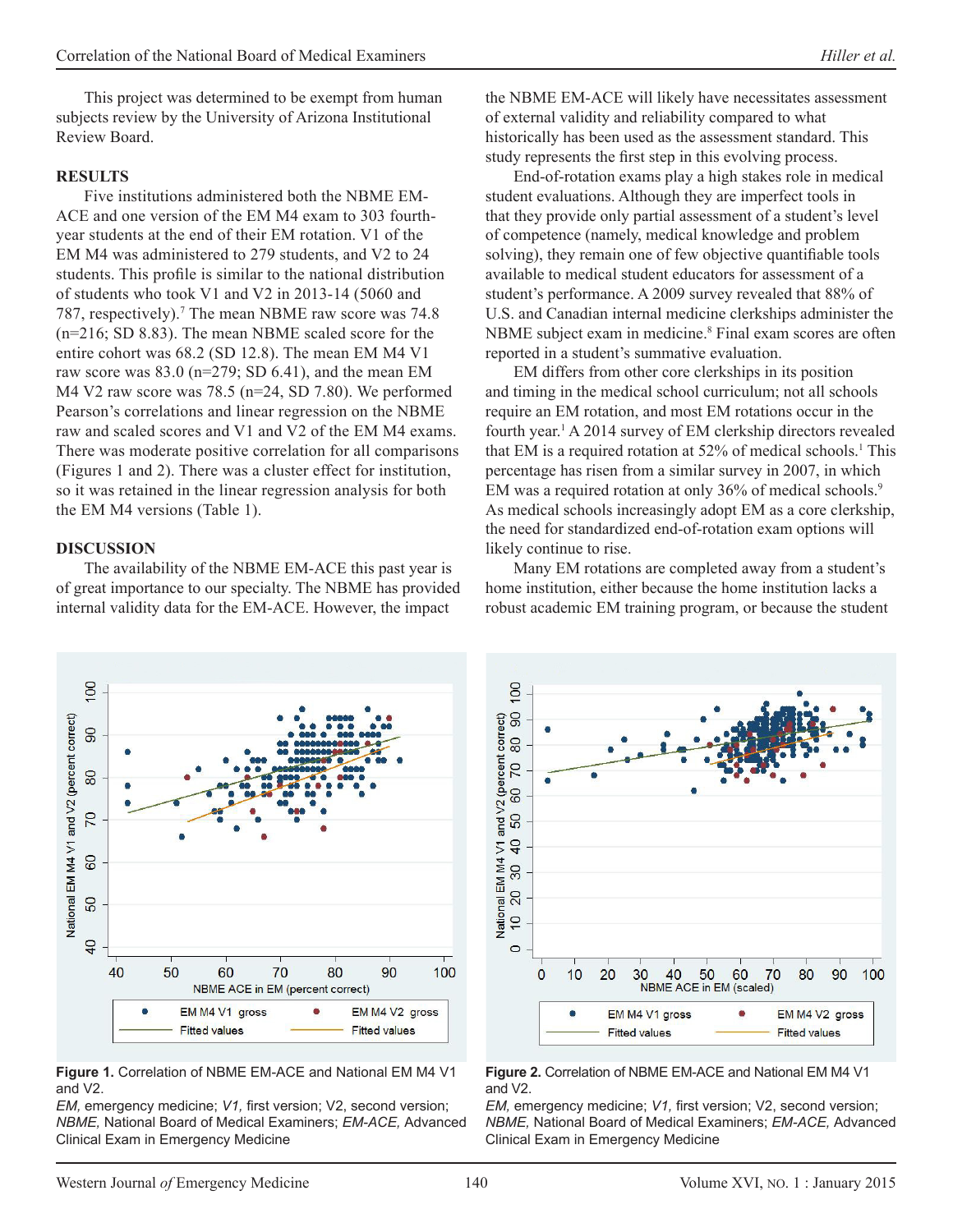This project was determined to be exempt from human subjects review by the University of Arizona Institutional Review Board.

## RESULTS

Five institutions administered both the NBME EM-ACE and one version of the EM M4 exam to 303 fourth-year students at the end of their EM rotation. V1 of the EM M4 was administered to 279 students, and V2 to 24 students. This profile is similar to the national distribution of students who took V1 and V2 in 2013-14 (5060 and 787, respectively).[7] The mean NBME raw score was 74.8 (n=216; SD 8.83). The mean NBME scaled score for the entire cohort was 68.2 (SD 12.8). The mean EM M4 V1 raw score was 83.0 (n=279; SD 6.41), and the mean EM M4 V2 raw score was 78.5 (n=24, SD 7.80). We performed Pearson's correlations and linear regression on the NBME raw and scaled scores and V1 and V2 of the EM M4 exams. There was moderate positive correlation for all comparisons (Figures 1 and 2). There was a cluster effect for institution, so it was retained in the linear regression analysis for both the EM M4 versions (Table 1).

## DISCUSSION

The availability of the NBME EM-ACE this past year is of great importance to our specialty. The NBME has provided internal validity data for the EM-ACE. However, the impact the NBME EM-ACE will likely have necessitates assessment of external validity and reliability compared to what historically has been used as the assessment standard. This study represents the first step in this evolving process.

End-of-rotation exams play a high stakes role in medical student evaluations. Although they are imperfect tools in that they provide only partial assessment of a student's level of competence (namely, medical knowledge and problem solving), they remain one of few objective quantifiable tools available to medical student educators for assessment of a student's performance. A 2009 survey revealed that 88% of U.S. and Canadian internal medicine clerkships administer the NBME subject exam in medicine.[8] Final exam scores are often reported in a student's summative evaluation.

EM differs from other core clerkships in its position and timing in the medical school curriculum; not all schools require an EM rotation, and most EM rotations occur in the fourth year.[1] A 2014 survey of EM clerkship directors revealed that EM is a required rotation at 52% of medical schools.[1] This percentage has risen from a similar survey in 2007, in which EM was a required rotation at only 36% of medical schools.[9] As medical schools increasingly adopt EM as a core clerkship, the need for standardized end-of-rotation exam options will likely continue to rise.

Many EM rotations are completed away from a student's home institution, either because the home institution lacks a robust academic EM training program, or because the student

**Figure 1.** Correlation of NBME EM-ACE and National EM M4 V1 and V2.
*EM,* emergency medicine; *V1,* first version; V2, second version; *NBME,* National Board of Medical Examiners; *EM-ACE,* Advanced Clinical Exam in Emergency Medicine

**Figure 2.** Correlation of NBME EM-ACE and National EM M4 V1 and V2.
*EM,* emergency medicine; *V1,* first version; V2, second version; *NBME,* National Board of Medical Examiners; *EM-ACE,* Advanced Clinical Exam in Emergency Medicine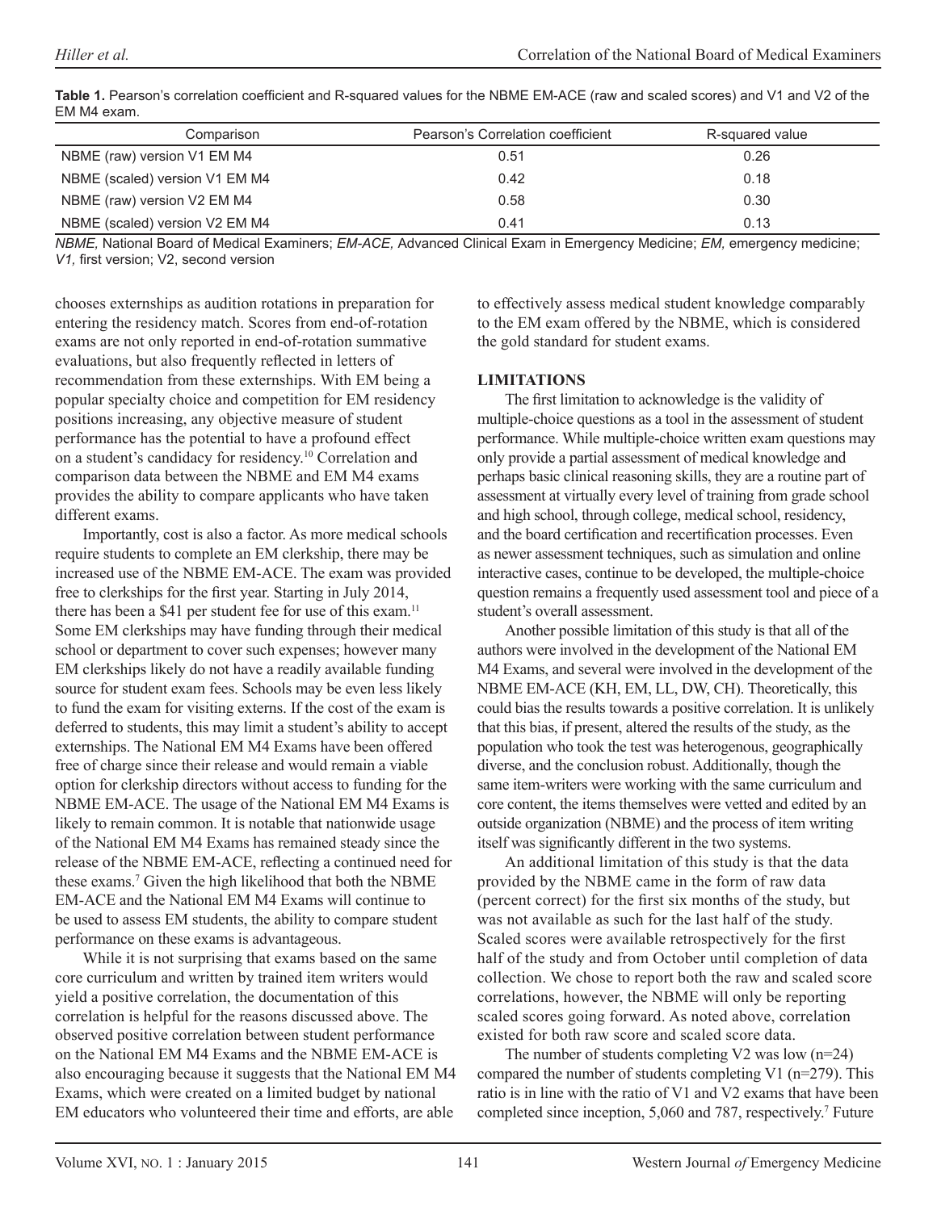**Table 1.** Pearson's correlation coefficient and R-squared values for the NBME EM-ACE (raw and scaled scores) and V1 and V2 of the EM M4 exam.

| Comparison | Pearson's Correlation coefficient | R-squared value |
|---|---|---|
| NBME (raw) version V1 EM M4 | 0.51 | 0.26 |
| NBME (scaled) version V1 EM M4 | 0.42 | 0.18 |
| NBME (raw) version V2 EM M4 | 0.58 | 0.30 |
| NBME (scaled) version V2 EM M4 | 0.41 | 0.13 |

*NBME,* National Board of Medical Examiners; *EM-ACE,* Advanced Clinical Exam in Emergency Medicine; *EM,* emergency medicine; *V1,* first version; V2, second version

chooses externships as audition rotations in preparation for entering the residency match. Scores from end-of-rotation exams are not only reported in end-of-rotation summative evaluations, but also frequently reflected in letters of recommendation from these externships. With EM being a popular specialty choice and competition for EM residency positions increasing, any objective measure of student performance has the potential to have a profound effect on a student's candidacy for residency.[10] Correlation and comparison data between the NBME and EM M4 exams provides the ability to compare applicants who have taken different exams.

Importantly, cost is also a factor. As more medical schools require students to complete an EM clerkship, there may be increased use of the NBME EM-ACE. The exam was provided free to clerkships for the first year. Starting in July 2014, there has been a $41 per student fee for use of this exam.[11] Some EM clerkships may have funding through their medical school or department to cover such expenses; however many EM clerkships likely do not have a readily available funding source for student exam fees. Schools may be even less likely to fund the exam for visiting externs. If the cost of the exam is deferred to students, this may limit a student's ability to accept externships. The National EM M4 Exams have been offered free of charge since their release and would remain a viable option for clerkship directors without access to funding for the NBME EM-ACE. The usage of the National EM M4 Exams is likely to remain common. It is notable that nationwide usage of the National EM M4 Exams has remained steady since the release of the NBME EM-ACE, reflecting a continued need for these exams.[7] Given the high likelihood that both the NBME EM-ACE and the National EM M4 Exams will continue to be used to assess EM students, the ability to compare student performance on these exams is advantageous.

While it is not surprising that exams based on the same core curriculum and written by trained item writers would yield a positive correlation, the documentation of this correlation is helpful for the reasons discussed above. The observed positive correlation between student performance on the National EM M4 Exams and the NBME EM-ACE is also encouraging because it suggests that the National EM M4 Exams, which were created on a limited budget by national EM educators who volunteered their time and efforts, are able to effectively assess medical student knowledge comparably to the EM exam offered by the NBME, which is considered the gold standard for student exams.

## LIMITATIONS

The first limitation to acknowledge is the validity of multiple-choice questions as a tool in the assessment of student performance. While multiple-choice written exam questions may only provide a partial assessment of medical knowledge and perhaps basic clinical reasoning skills, they are a routine part of assessment at virtually every level of training from grade school and high school, through college, medical school, residency, and the board certification and recertification processes. Even as newer assessment techniques, such as simulation and online interactive cases, continue to be developed, the multiple-choice question remains a frequently used assessment tool and piece of a student's overall assessment.

Another possible limitation of this study is that all of the authors were involved in the development of the National EM M4 Exams, and several were involved in the development of the NBME EM-ACE (KH, EM, LL, DW, CH). Theoretically, this could bias the results towards a positive correlation. It is unlikely that this bias, if present, altered the results of the study, as the population who took the test was heterogenous, geographically diverse, and the conclusion robust. Additionally, though the same item-writers were working with the same curriculum and core content, the items themselves were vetted and edited by an outside organization (NBME) and the process of item writing itself was significantly different in the two systems.

An additional limitation of this study is that the data provided by the NBME came in the form of raw data (percent correct) for the first six months of the study, but was not available as such for the last half of the study. Scaled scores were available retrospectively for the first half of the study and from October until completion of data collection. We chose to report both the raw and scaled score correlations, however, the NBME will only be reporting scaled scores going forward. As noted above, correlation existed for both raw score and scaled score data.

The number of students completing V2 was low (n=24) compared the number of students completing V1 (n=279). This ratio is in line with the ratio of V1 and V2 exams that have been completed since inception, 5,060 and 787, respectively.[7] Future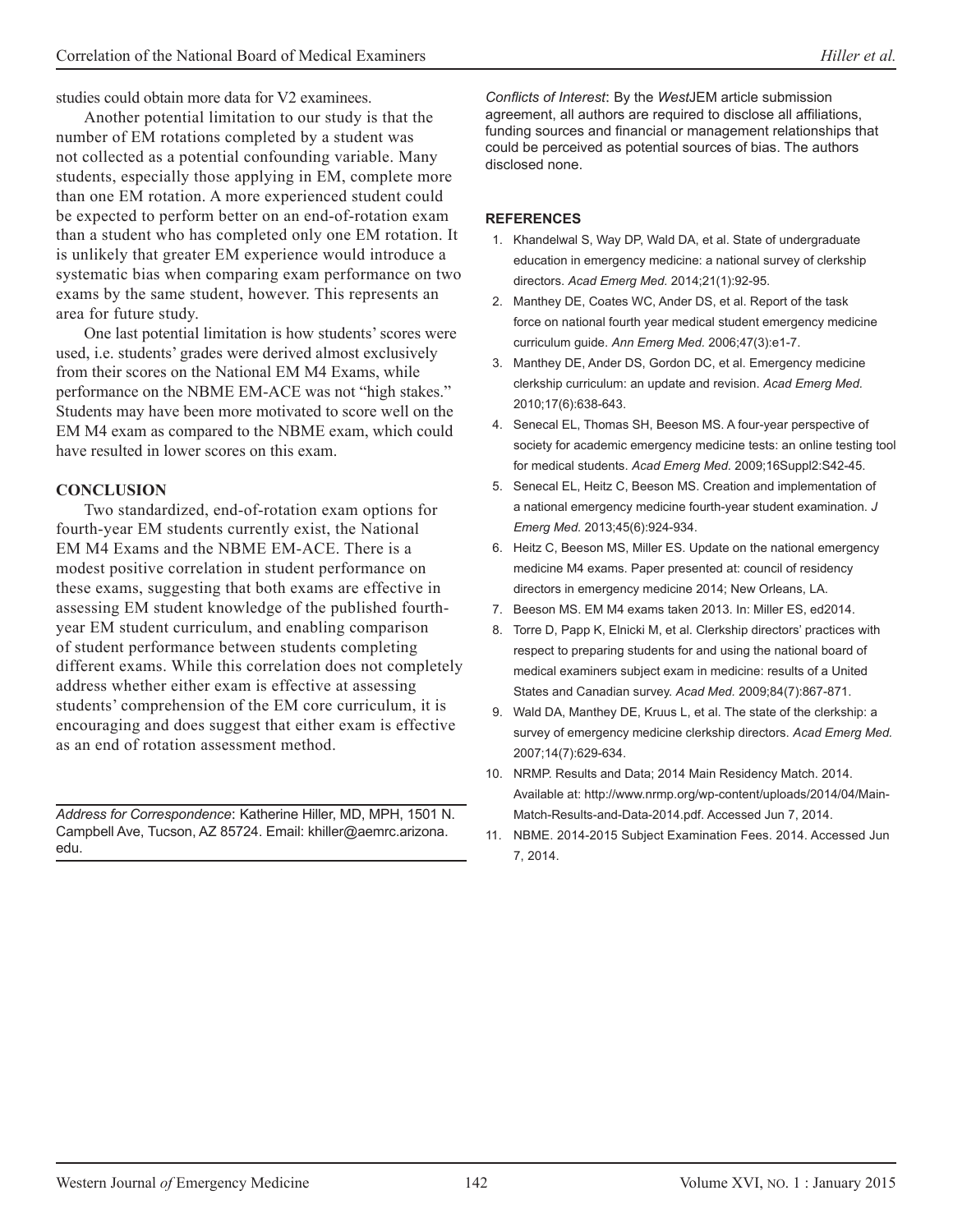studies could obtain more data for V2 examinees.

Another potential limitation to our study is that the number of EM rotations completed by a student was not collected as a potential confounding variable. Many students, especially those applying in EM, complete more than one EM rotation. A more experienced student could be expected to perform better on an end-of-rotation exam than a student who has completed only one EM rotation. It is unlikely that greater EM experience would introduce a systematic bias when comparing exam performance on two exams by the same student, however. This represents an area for future study.

One last potential limitation is how students' scores were used, i.e. students' grades were derived almost exclusively from their scores on the National EM M4 Exams, while performance on the NBME EM-ACE was not "high stakes." Students may have been more motivated to score well on the EM M4 exam as compared to the NBME exam, which could have resulted in lower scores on this exam.

## CONCLUSION

Two standardized, end-of-rotation exam options for fourth-year EM students currently exist, the National EM M4 Exams and the NBME EM-ACE. There is a modest positive correlation in student performance on these exams, suggesting that both exams are effective in assessing EM student knowledge of the published fourth-year EM student curriculum, and enabling comparison of student performance between students completing different exams. While this correlation does not completely address whether either exam is effective at assessing students' comprehension of the EM core curriculum, it is encouraging and does suggest that either exam is effective as an end of rotation assessment method.

*Address for Correspondence*: Katherine Hiller, MD, MPH, 1501 N. Campbell Ave, Tucson, AZ 85724. Email: khiller@aemrc.arizona.edu.

*Conflicts of Interest*: By the *West*JEM article submission agreement, all authors are required to disclose all affiliations, funding sources and financial or management relationships that could be perceived as potential sources of bias. The authors disclosed none.

## REFERENCES

1. Khandelwal S, Way DP, Wald DA, et al. State of undergraduate education in emergency medicine: a national survey of clerkship directors. *Acad Emerg Med.* 2014;21(1):92-95.
2. Manthey DE, Coates WC, Ander DS, et al. Report of the task force on national fourth year medical student emergency medicine curriculum guide. *Ann Emerg Med.* 2006;47(3):e1-7.
3. Manthey DE, Ander DS, Gordon DC, et al. Emergency medicine clerkship curriculum: an update and revision. *Acad Emerg Med.* 2010;17(6):638-643.
4. Senecal EL, Thomas SH, Beeson MS. A four-year perspective of society for academic emergency medicine tests: an online testing tool for medical students. *Acad Emerg Med.* 2009;16Suppl2:S42-45.
5. Senecal EL, Heitz C, Beeson MS. Creation and implementation of a national emergency medicine fourth-year student examination. *J Emerg Med.* 2013;45(6):924-934.
6. Heitz C, Beeson MS, Miller ES. Update on the national emergency medicine M4 exams. Paper presented at: council of residency directors in emergency medicine 2014; New Orleans, LA.
7. Beeson MS. EM M4 exams taken 2013. In: Miller ES, ed2014.
8. Torre D, Papp K, Elnicki M, et al. Clerkship directors' practices with respect to preparing students for and using the national board of medical examiners subject exam in medicine: results of a United States and Canadian survey. *Acad Med.* 2009;84(7):867-871.
9. Wald DA, Manthey DE, Kruus L, et al. The state of the clerkship: a survey of emergency medicine clerkship directors. *Acad Emerg Med.* 2007;14(7):629-634.
10. NRMP. Results and Data; 2014 Main Residency Match. 2014. Available at: http://www.nrmp.org/wp-content/uploads/2014/04/Main-Match-Results-and-Data-2014.pdf. Accessed Jun 7, 2014.
11. NBME. 2014-2015 Subject Examination Fees. 2014. Accessed Jun 7, 2014.